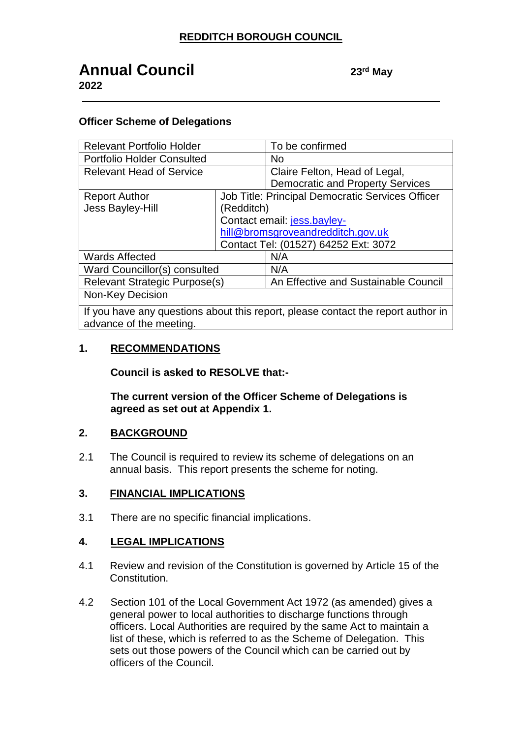**REDDITCH BOROUGH COUNCIL**

# Annual Council

**23rd May 2022**

**Officer Scheme of Delegations**

| Relevant Portfolio Holder | | To be confirmed |
|---|---|---|
| Portfolio Holder Consulted | | No |
| Relevant Head of Service | | Claire Felton, Head of Legal, Democratic and Property Services |
| Report Author<br>Jess Bayley-Hill | Job Title: Principal Democratic Services Officer (Redditch)<br>Contact email: jess.bayley-hill@bromsgroveandredditch.gov.uk<br>Contact Tel: (01527) 64252 Ext: 3072 | |
| Wards Affected | | N/A |
| Ward Councillor(s) consulted | | N/A |
| Relevant Strategic Purpose(s) | | An Effective and Sustainable Council |
| Non-Key Decision | | |
| If you have any questions about this report, please contact the report author in advance of the meeting. | | |

## 1. RECOMMENDATIONS

**Council is asked to RESOLVE that:-**

**The current version of the Officer Scheme of Delegations is agreed as set out at Appendix 1.**

## 2. BACKGROUND

2.1 The Council is required to review its scheme of delegations on an annual basis. This report presents the scheme for noting.

## 3. FINANCIAL IMPLICATIONS

3.1 There are no specific financial implications.

## 4. LEGAL IMPLICATIONS

4.1 Review and revision of the Constitution is governed by Article 15 of the Constitution.

4.2 Section 101 of the Local Government Act 1972 (as amended) gives a general power to local authorities to discharge functions through officers. Local Authorities are required by the same Act to maintain a list of these, which is referred to as the Scheme of Delegation. This sets out those powers of the Council which can be carried out by officers of the Council.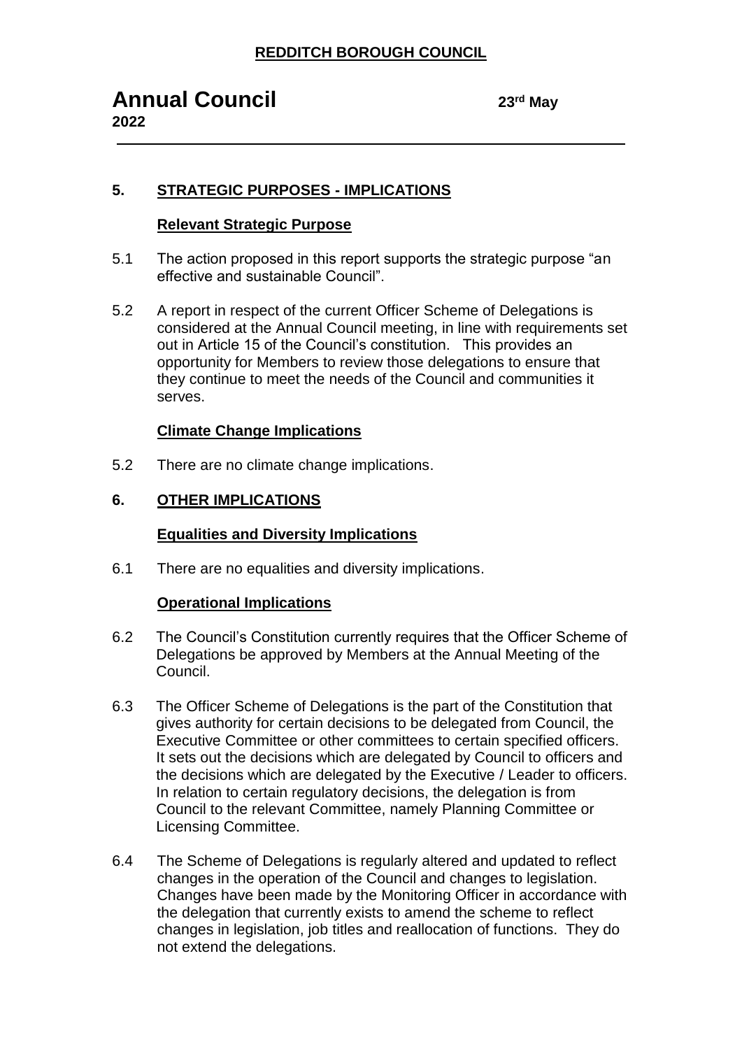## 5. STRATEGIC PURPOSES - IMPLICATIONS

### Relevant Strategic Purpose

5.1 The action proposed in this report supports the strategic purpose "an effective and sustainable Council".

5.2 A report in respect of the current Officer Scheme of Delegations is considered at the Annual Council meeting, in line with requirements set out in Article 15 of the Council's constitution. This provides an opportunity for Members to review those delegations to ensure that they continue to meet the needs of the Council and communities it serves.

### Climate Change Implications

5.2 There are no climate change implications.

## 6. OTHER IMPLICATIONS

### Equalities and Diversity Implications

6.1 There are no equalities and diversity implications.

### Operational Implications

6.2 The Council's Constitution currently requires that the Officer Scheme of Delegations be approved by Members at the Annual Meeting of the Council.

6.3 The Officer Scheme of Delegations is the part of the Constitution that gives authority for certain decisions to be delegated from Council, the Executive Committee or other committees to certain specified officers. It sets out the decisions which are delegated by Council to officers and the decisions which are delegated by the Executive / Leader to officers. In relation to certain regulatory decisions, the delegation is from Council to the relevant Committee, namely Planning Committee or Licensing Committee.

6.4 The Scheme of Delegations is regularly altered and updated to reflect changes in the operation of the Council and changes to legislation. Changes have been made by the Monitoring Officer in accordance with the delegation that currently exists to amend the scheme to reflect changes in legislation, job titles and reallocation of functions. They do not extend the delegations.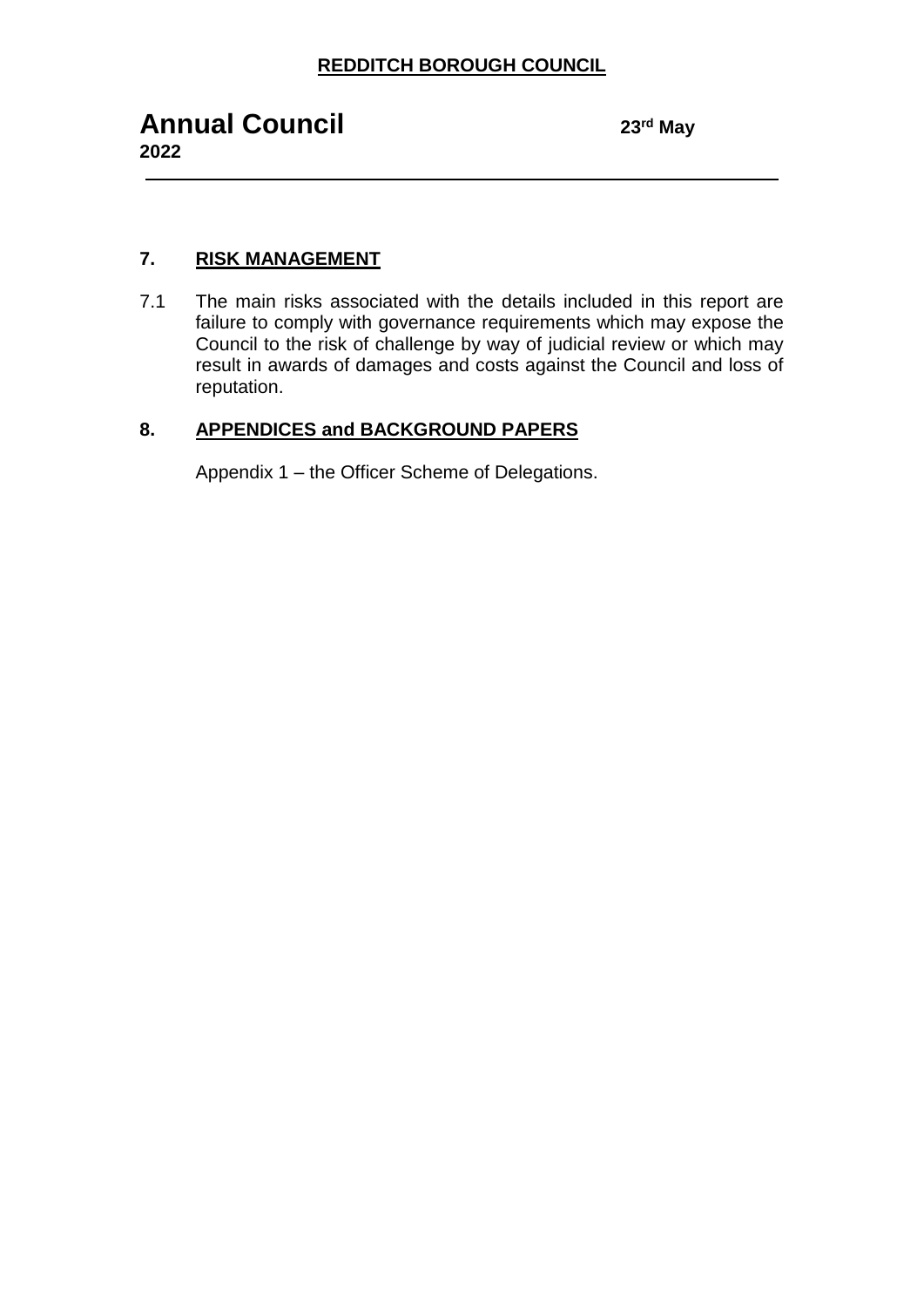## 7. RISK MANAGEMENT

7.1 The main risks associated with the details included in this report are failure to comply with governance requirements which may expose the Council to the risk of challenge by way of judicial review or which may result in awards of damages and costs against the Council and loss of reputation.

## 8. APPENDICES and BACKGROUND PAPERS

Appendix 1 – the Officer Scheme of Delegations.